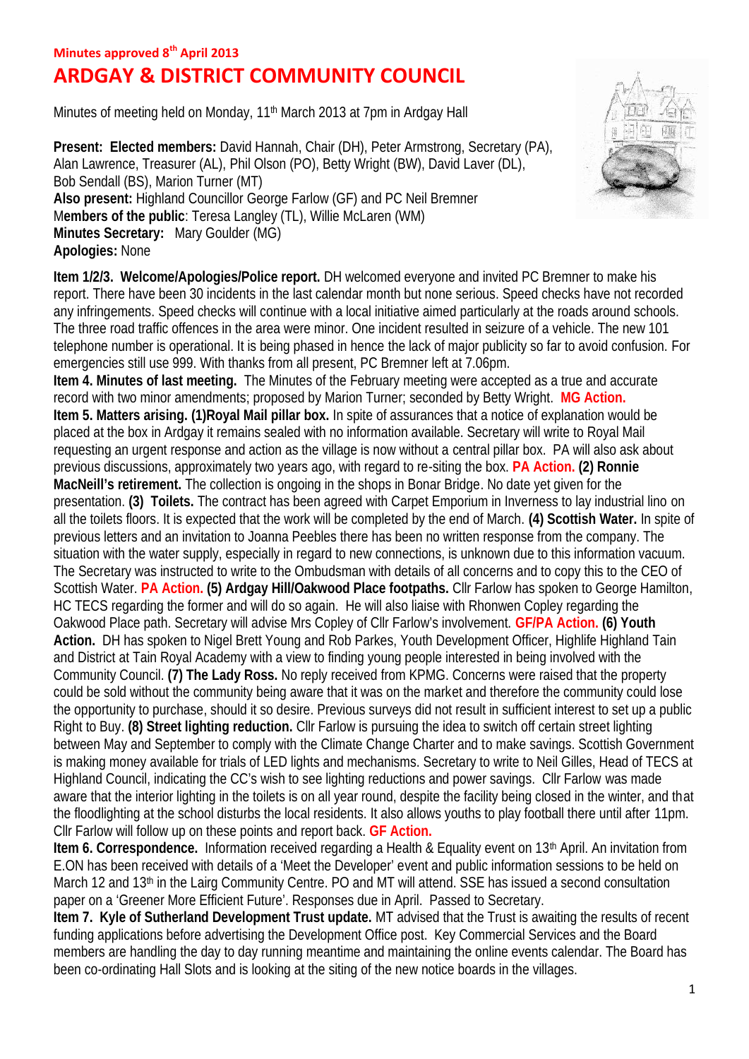**Minutes approved 8th April 2013**

# ARDGAY & DISTRICT COMMUNITY COUNCIL

Minutes of meeting held on Monday, 11th March 2013 at 7pm in Ardgay Hall

**Present: Elected members:** David Hannah, Chair (DH), Peter Armstrong, Secretary (PA), Alan Lawrence, Treasurer (AL), Phil Olson (PO), Betty Wright (BW), David Laver (DL), Bob Sendall (BS), Marion Turner (MT)
**Also present:** Highland Councillor George Farlow (GF) and PC Neil Bremner
**Members of the public**: Teresa Langley (TL), Willie McLaren (WM)
**Minutes Secretary:** Mary Goulder (MG)
**Apologies:** None

**Item 1/2/3. Welcome/Apologies/Police report.** DH welcomed everyone and invited PC Bremner to make his report. There have been 30 incidents in the last calendar month but none serious. Speed checks have not recorded any infringements. Speed checks will continue with a local initiative aimed particularly at the roads around schools. The three road traffic offences in the area were minor. One incident resulted in seizure of a vehicle. The new 101 telephone number is operational. It is being phased in hence the lack of major publicity so far to avoid confusion. For emergencies still use 999. With thanks from all present, PC Bremner left at 7.06pm.

**Item 4. Minutes of last meeting.** The Minutes of the February meeting were accepted as a true and accurate record with two minor amendments; proposed by Marion Turner; seconded by Betty Wright. **MG Action.**

**Item 5. Matters arising. (1)Royal Mail pillar box.** In spite of assurances that a notice of explanation would be placed at the box in Ardgay it remains sealed with no information available. Secretary will write to Royal Mail requesting an urgent response and action as the village is now without a central pillar box. PA will also ask about previous discussions, approximately two years ago, with regard to re-siting the box. **PA Action.** **(2) Ronnie MacNeill's retirement.** The collection is ongoing in the shops in Bonar Bridge. No date yet given for the presentation. **(3) Toilets.** The contract has been agreed with Carpet Emporium in Inverness to lay industrial lino on all the toilets floors. It is expected that the work will be completed by the end of March. **(4) Scottish Water.** In spite of previous letters and an invitation to Joanna Peebles there has been no written response from the company. The situation with the water supply, especially in regard to new connections, is unknown due to this information vacuum. The Secretary was instructed to write to the Ombudsman with details of all concerns and to copy this to the CEO of Scottish Water. **PA Action.** **(5) Ardgay Hill/Oakwood Place footpaths.** Cllr Farlow has spoken to George Hamilton, HC TECS regarding the former and will do so again. He will also liaise with Rhonwen Copley regarding the Oakwood Place path. Secretary will advise Mrs Copley of Cllr Farlow's involvement. **GF/PA Action.** **(6) Youth Action.** DH has spoken to Nigel Brett Young and Rob Parkes, Youth Development Officer, Highlife Highland Tain and District at Tain Royal Academy with a view to finding young people interested in being involved with the Community Council. **(7) The Lady Ross.** No reply received from KPMG. Concerns were raised that the property could be sold without the community being aware that it was on the market and therefore the community could lose the opportunity to purchase, should it so desire. Previous surveys did not result in sufficient interest to set up a public Right to Buy. **(8) Street lighting reduction.** Cllr Farlow is pursuing the idea to switch off certain street lighting between May and September to comply with the Climate Change Charter and to make savings. Scottish Government is making money available for trials of LED lights and mechanisms. Secretary to write to Neil Gilles, Head of TECS at Highland Council, indicating the CC's wish to see lighting reductions and power savings. Cllr Farlow was made aware that the interior lighting in the toilets is on all year round, despite the facility being closed in the winter, and that the floodlighting at the school disturbs the local residents. It also allows youths to play football there until after 11pm. Cllr Farlow will follow up on these points and report back. **GF Action.**

**Item 6. Correspondence.** Information received regarding a Health & Equality event on 13th April. An invitation from E.ON has been received with details of a 'Meet the Developer' event and public information sessions to be held on March 12 and 13th in the Lairg Community Centre. PO and MT will attend. SSE has issued a second consultation paper on a 'Greener More Efficient Future'. Responses due in April. Passed to Secretary.

**Item 7. Kyle of Sutherland Development Trust update.** MT advised that the Trust is awaiting the results of recent funding applications before advertising the Development Office post. Key Commercial Services and the Board members are handling the day to day running meantime and maintaining the online events calendar. The Board has been co-ordinating Hall Slots and is looking at the siting of the new notice boards in the villages.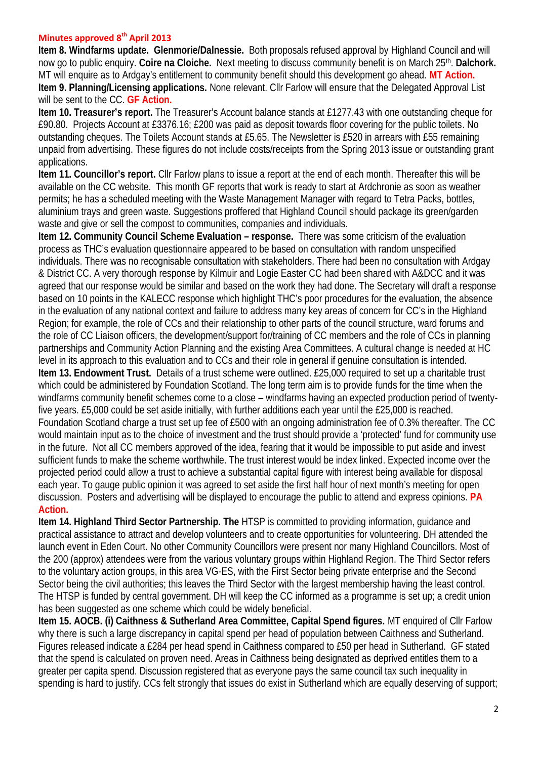**Minutes approved 8th April 2013**

**Item 8. Windfarms update. Glenmorie/Dalnessie.** Both proposals refused approval by Highland Council and will now go to public enquiry. **Coire na Cloiche.** Next meeting to discuss community benefit is on March 25th. **Dalchork.** MT will enquire as to Ardgay's entitlement to community benefit should this development go ahead. **MT Action.**

**Item 9. Planning/Licensing applications.** None relevant. Cllr Farlow will ensure that the Delegated Approval List will be sent to the CC. **GF Action.**

**Item 10. Treasurer's report.** The Treasurer's Account balance stands at £1277.43 with one outstanding cheque for £90.80. Projects Account at £3376.16; £200 was paid as deposit towards floor covering for the public toilets. No outstanding cheques. The Toilets Account stands at £5.65. The Newsletter is £520 in arrears with £55 remaining unpaid from advertising. These figures do not include costs/receipts from the Spring 2013 issue or outstanding grant applications.

**Item 11. Councillor's report.** Cllr Farlow plans to issue a report at the end of each month. Thereafter this will be available on the CC website. This month GF reports that work is ready to start at Ardchronie as soon as weather permits; he has a scheduled meeting with the Waste Management Manager with regard to Tetra Packs, bottles, aluminium trays and green waste. Suggestions proffered that Highland Council should package its green/garden waste and give or sell the compost to communities, companies and individuals.

**Item 12. Community Council Scheme Evaluation – response.** There was some criticism of the evaluation process as THC's evaluation questionnaire appeared to be based on consultation with random unspecified individuals. There was no recognisable consultation with stakeholders. There had been no consultation with Ardgay & District CC. A very thorough response by Kilmuir and Logie Easter CC had been shared with A&DCC and it was agreed that our response would be similar and based on the work they had done. The Secretary will draft a response based on 10 points in the KALECC response which highlight THC's poor procedures for the evaluation, the absence in the evaluation of any national context and failure to address many key areas of concern for CC's in the Highland Region; for example, the role of CCs and their relationship to other parts of the council structure, ward forums and the role of CC Liaison officers, the development/support for/training of CC members and the role of CCs in planning partnerships and Community Action Planning and the existing Area Committees. A cultural change is needed at HC level in its approach to this evaluation and to CCs and their role in general if genuine consultation is intended.

**Item 13. Endowment Trust.** Details of a trust scheme were outlined. £25,000 required to set up a charitable trust which could be administered by Foundation Scotland. The long term aim is to provide funds for the time when the windfarms community benefit schemes come to a close – windfarms having an expected production period of twenty-five years. £5,000 could be set aside initially, with further additions each year until the £25,000 is reached. Foundation Scotland charge a trust set up fee of £500 with an ongoing administration fee of 0.3% thereafter. The CC would maintain input as to the choice of investment and the trust should provide a 'protected' fund for community use in the future. Not all CC members approved of the idea, fearing that it would be impossible to put aside and invest sufficient funds to make the scheme worthwhile. The trust interest would be index linked. Expected income over the projected period could allow a trust to achieve a substantial capital figure with interest being available for disposal each year. To gauge public opinion it was agreed to set aside the first half hour of next month's meeting for open discussion. Posters and advertising will be displayed to encourage the public to attend and express opinions. **PA Action.**

**Item 14. Highland Third Sector Partnership. The** HTSP is committed to providing information, guidance and practical assistance to attract and develop volunteers and to create opportunities for volunteering. DH attended the launch event in Eden Court. No other Community Councillors were present nor many Highland Councillors. Most of the 200 (approx) attendees were from the various voluntary groups within Highland Region. The Third Sector refers to the voluntary action groups, in this area VG-ES, with the First Sector being private enterprise and the Second Sector being the civil authorities; this leaves the Third Sector with the largest membership having the least control. The HTSP is funded by central government. DH will keep the CC informed as a programme is set up; a credit union has been suggested as one scheme which could be widely beneficial.

**Item 15. AOCB. (i) Caithness & Sutherland Area Committee, Capital Spend figures.** MT enquired of Cllr Farlow why there is such a large discrepancy in capital spend per head of population between Caithness and Sutherland. Figures released indicate a £284 per head spend in Caithness compared to £50 per head in Sutherland. GF stated that the spend is calculated on proven need. Areas in Caithness being designated as deprived entitles them to a greater per capita spend. Discussion registered that as everyone pays the same council tax such inequality in spending is hard to justify. CCs felt strongly that issues do exist in Sutherland which are equally deserving of support;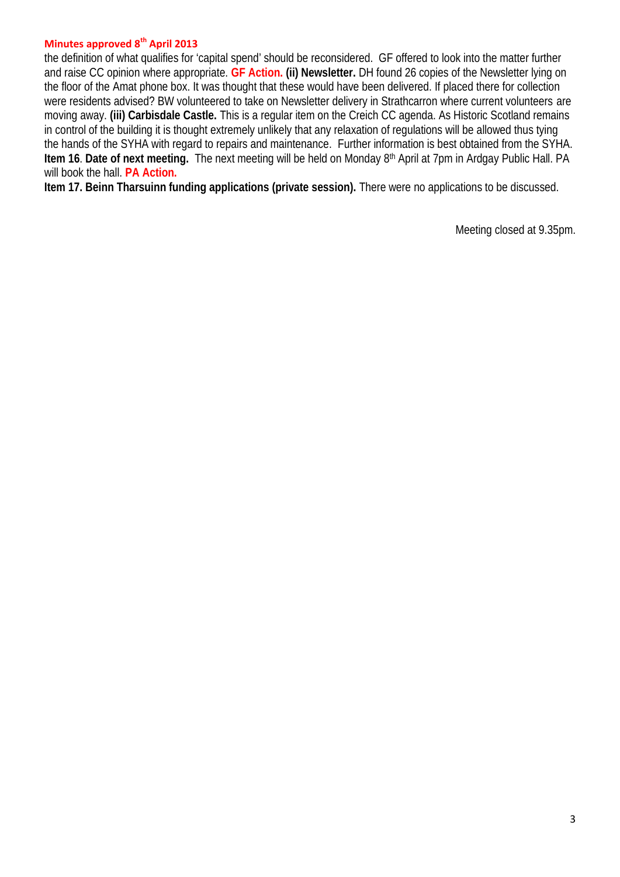**Minutes approved 8th April 2013**

the definition of what qualifies for 'capital spend' should be reconsidered. GF offered to look into the matter further and raise CC opinion where appropriate. **GF Action.** **(ii) Newsletter.** DH found 26 copies of the Newsletter lying on the floor of the Amat phone box. It was thought that these would have been delivered. If placed there for collection were residents advised? BW volunteered to take on Newsletter delivery in Strathcarron where current volunteers are moving away. **(iii) Carbisdale Castle.** This is a regular item on the Creich CC agenda. As Historic Scotland remains in control of the building it is thought extremely unlikely that any relaxation of regulations will be allowed thus tying the hands of the SYHA with regard to repairs and maintenance. Further information is best obtained from the SYHA.

**Item 16**. **Date of next meeting.** The next meeting will be held on Monday 8th April at 7pm in Ardgay Public Hall. PA will book the hall. **PA Action.**

**Item 17. Beinn Tharsuinn funding applications (private session).** There were no applications to be discussed.

Meeting closed at 9.35pm.